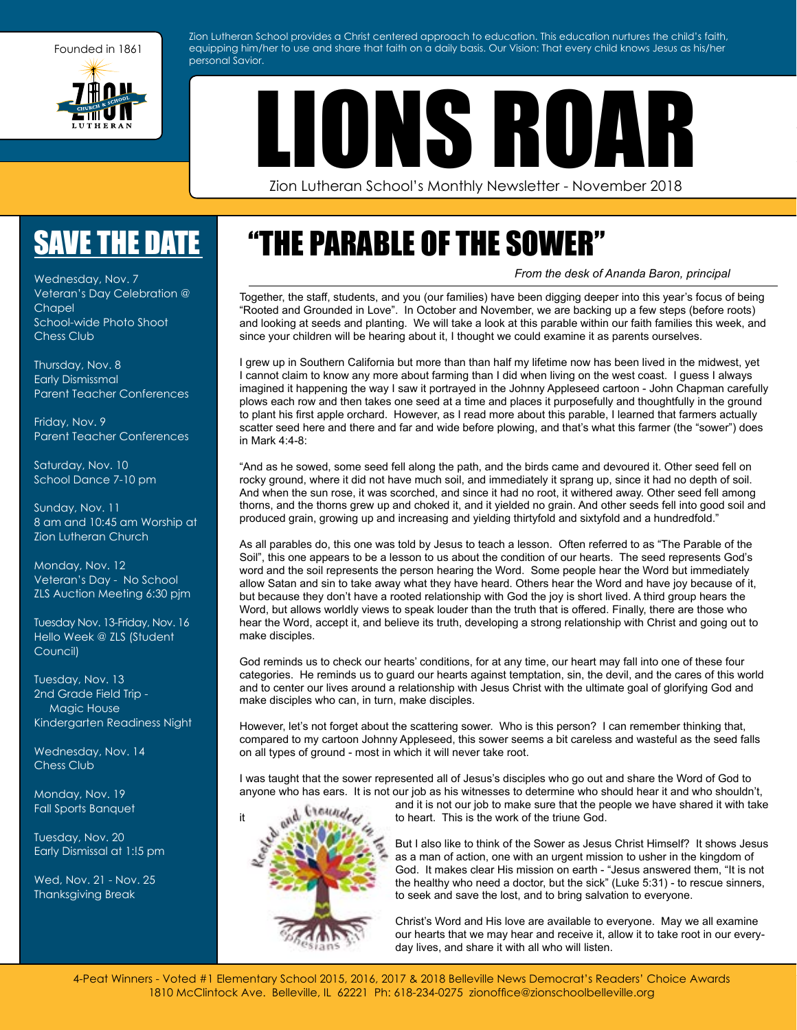Founded in 1861

Zion Lutheran School provides a Christ centered approach to education. This education nurtures the child's faith, equipping him/her to use and share that faith on a daily basis. Our Vision: That every child knows Jesus as his/her personal Savior.

# LIONS ROAR

Zion Lutheran School's Monthly Newsletter - November 2018

## SAVE THE DATE

Wednesday, Nov. 7
Veteran's Day Celebration @ Chapel
School-wide Photo Shoot
Chess Club

Thursday, Nov. 8
Early Dismissmal
Parent Teacher Conferences

Friday, Nov. 9
Parent Teacher Conferences

Saturday, Nov. 10
School Dance 7-10 pm

Sunday, Nov. 11
8 am and 10:45 am Worship at Zion Lutheran Church

Monday, Nov. 12
Veteran's Day - No School
ZLS Auction Meeting 6:30 pjm

Tuesday Nov. 13-Friday, Nov. 16
Hello Week @ ZLS (Student Council)

Tuesday, Nov. 13
2nd Grade Field Trip - Magic House
Kindergarten Readiness Night

Wednesday, Nov. 14
Chess Club

Monday, Nov. 19
Fall Sports Banquet

Tuesday, Nov. 20
Early Dismissal at 1:15 pm

Wed, Nov. 21 - Nov. 25
Thanksgiving Break

## "THE PARABLE OF THE SOWER"

*From the desk of Ananda Baron, principal*

Together, the staff, students, and you (our families) have been digging deeper into this year's focus of being "Rooted and Grounded in Love". In October and November, we are backing up a few steps (before roots) and looking at seeds and planting. We will take a look at this parable within our faith families this week, and since your children will be hearing about it, I thought we could examine it as parents ourselves.

I grew up in Southern California but more than than half my lifetime now has been lived in the midwest, yet I cannot claim to know any more about farming than I did when living on the west coast. I guess I always imagined it happening the way I saw it portrayed in the Johnny Appleseed cartoon - John Chapman carefully plows each row and then takes one seed at a time and places it purposefully and thoughtfully in the ground to plant his first apple orchard. However, as I read more about this parable, I learned that farmers actually scatter seed here and there and far and wide before plowing, and that's what this farmer (the "sower") does in Mark 4:4-8:

"And as he sowed, some seed fell along the path, and the birds came and devoured it. Other seed fell on rocky ground, where it did not have much soil, and immediately it sprang up, since it had no depth of soil. And when the sun rose, it was scorched, and since it had no root, it withered away. Other seed fell among thorns, and the thorns grew up and choked it, and it yielded no grain. And other seeds fell into good soil and produced grain, growing up and increasing and yielding thirtyfold and sixtyfold and a hundredfold."

As all parables do, this one was told by Jesus to teach a lesson. Often referred to as "The Parable of the Soil", this one appears to be a lesson to us about the condition of our hearts. The seed represents God's word and the soil represents the person hearing the Word. Some people hear the Word but immediately allow Satan and sin to take away what they have heard. Others hear the Word and have joy because of it, but because they don't have a rooted relationship with God the joy is short lived. A third group hears the Word, but allows worldly views to speak louder than the truth that is offered. Finally, there are those who hear the Word, accept it, and believe its truth, developing a strong relationship with Christ and going out to make disciples.

God reminds us to check our hearts' conditions, for at any time, our heart may fall into one of these four categories. He reminds us to guard our hearts against temptation, sin, the devil, and the cares of this world and to center our lives around a relationship with Jesus Christ with the ultimate goal of glorifying God and make disciples who can, in turn, make disciples.

However, let's not forget about the scattering sower. Who is this person? I can remember thinking that, compared to my cartoon Johnny Appleseed, this sower seems a bit careless and wasteful as the seed falls on all types of ground - most in which it will never take root.

I was taught that the sower represented all of Jesus's disciples who go out and share the Word of God to anyone who has ears. It is not our job as his witnesses to determine who should hear it and who shouldn't, and it is not our job to make sure that the people we have shared it with take it to heart. This is the work of the triune God.

But I also like to think of the Sower as Jesus Christ Himself? It shows Jesus as a man of action, one with an urgent mission to usher in the kingdom of God. It makes clear His mission on earth - "Jesus answered them, "It is not the healthy who need a doctor, but the sick" (Luke 5:31) - to rescue sinners, to seek and save the lost, and to bring salvation to everyone.

Christ's Word and His love are available to everyone. May we all examine our hearts that we may hear and receive it, allow it to take root in our every-day lives, and share it with all who will listen.

4-Peat Winners - Voted #1 Elementary School 2015, 2016, 2017 & 2018 Belleville News Democrat's Readers' Choice Awards
1810 McClintock Ave. Belleville, IL 62221 Ph: 618-234-0275 zionoffice@zionschoolbelleville.org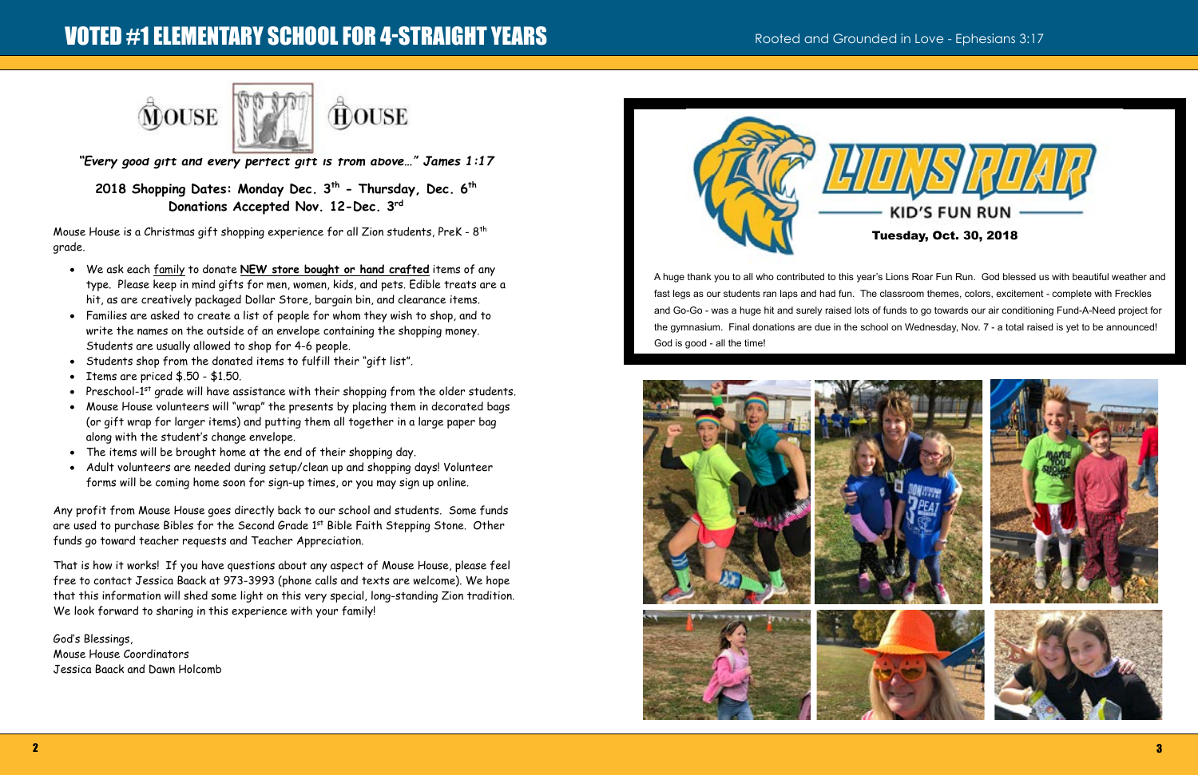# MOUSE HOUSE

*"Every good gift and every perfect gift is from above…" James 1:17*

**2018 Shopping Dates: Monday Dec. 3rd - Thursday, Dec. 6th**
**Donations Accepted Nov. 12-Dec. 3rd**

Mouse House is a Christmas gift shopping experience for all Zion students, PreK - 8th grade.

- We ask each family to donate **NEW store bought or hand crafted** items of any type. Please keep in mind gifts for men, women, kids, and pets. Edible treats are a hit, as are creatively packaged Dollar Store, bargain bin, and clearance items.
- Families are asked to create a list of people for whom they wish to shop, and to write the names on the outside of an envelope containing the shopping money. Students are usually allowed to shop for 4-6 people.
- Students shop from the donated items to fulfill their "gift list".
- Items are priced $.50 - $1.50.
- Preschool-1st grade will have assistance with their shopping from the older students.
- Mouse House volunteers will "wrap" the presents by placing them in decorated bags (or gift wrap for larger items) and putting them all together in a large paper bag along with the student's change envelope.
- The items will be brought home at the end of their shopping day.
- Adult volunteers are needed during setup/clean up and shopping days! Volunteer forms will be coming home soon for sign-up times, or you may sign up online.

Any profit from Mouse House goes directly back to our school and students. Some funds are used to purchase Bibles for the Second Grade 1st Bible Faith Stepping Stone. Other funds go toward teacher requests and Teacher Appreciation.

That is how it works! If you have questions about any aspect of Mouse House, please feel free to contact Jessica Baack at 973-3993 (phone calls and texts are welcome). We hope that this information will shed some light on this very special, long-standing Zion tradition. We look forward to sharing in this experience with your family!

God's Blessings,
Mouse House Coordinators
Jessica Baack and Dawn Holcomb

# LIONS ROAR

## KID'S FUN RUN

**Tuesday, Oct. 30, 2018**

A huge thank you to all who contributed to this year's Lions Roar Fun Run. God blessed us with beautiful weather and fast legs as our students ran laps and had fun. The classroom themes, colors, excitement - complete with Freckles and Go-Go - was a huge hit and surely raised lots of funds to go towards our air conditioning Fund-A-Need project for the gymnasium. Final donations are due in the school on Wednesday, Nov. 7 - a total raised is yet to be announced! God is good - all the time!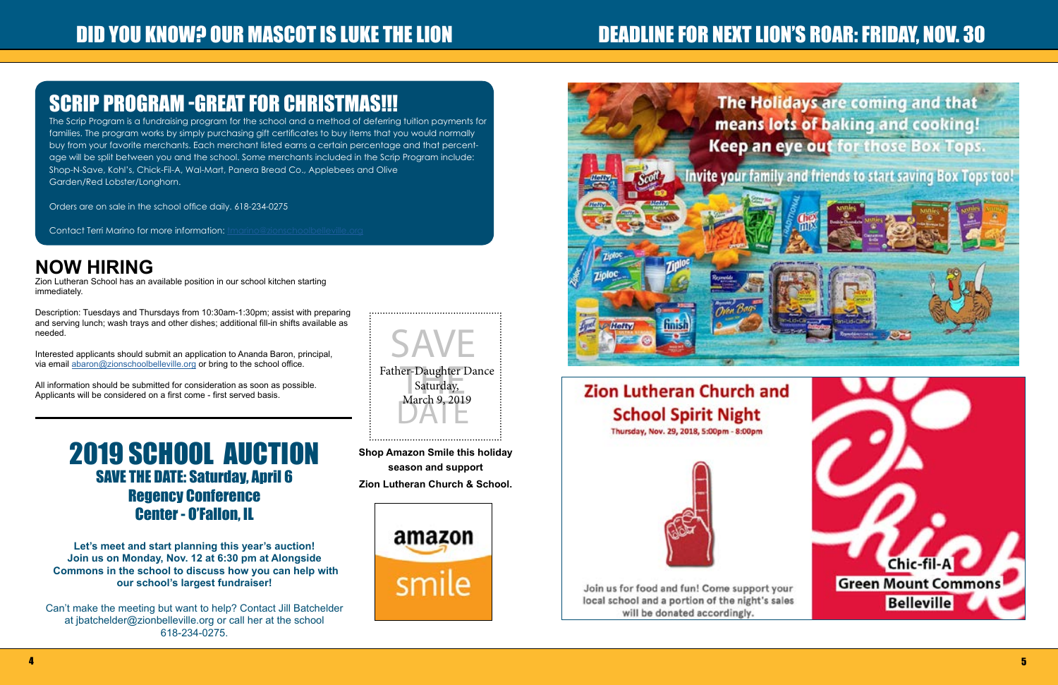# DID YOU KNOW? OUR MASCOT IS LUKE THE LION

# DEADLINE FOR NEXT LION'S ROAR: FRIDAY, NOV. 30

## SCRIP PROGRAM -GREAT FOR CHRISTMAS!!!

The Scrip Program is a fundraising program for the school and a method of deferring tuition payments for families. The program works by simply purchasing gift certificates to buy items that you would normally buy from your favorite merchants. Each merchant listed earns a certain percentage and that percentage will be split between you and the school. Some merchants included in the Scrip Program include: Shop-N-Save, Kohl's, Chick-Fil-A, Wal-Mart, Panera Bread Co., Applebees and Olive Garden/Red Lobster/Longhorn.

Orders are on sale in the school office daily. 618-234-0275

Contact Terri Marino for more information: tmarino@zionschoolbelleville.org

## NOW HIRING

Zion Lutheran School has an available position in our school kitchen starting immediately.

Description: Tuesdays and Thursdays from 10:30am-1:30pm; assist with preparing and serving lunch; wash trays and other dishes; additional fill-in shifts available as needed.

Interested applicants should submit an application to Ananda Baron, principal, via email abaron@zionschoolbelleville.org or bring to the school office.

All information should be submitted for consideration as soon as possible. Applicants will be considered on a first come - first served basis.

**SAVE THE DATE**

Father-Daughter Dance
Saturday,
March 9, 2019

## 2019 SCHOOL AUCTION

### SAVE THE DATE: Saturday, April 6
### Regency Conference Center - O'Fallon, IL

**Let's meet and start planning this year's auction! Join us on Monday, Nov. 12 at 6:30 pm at Alongside Commons in the school to discuss how you can help with our school's largest fundraiser!**

Can't make the meeting but want to help? Contact Jill Batchelder at jbatchelder@zionbelleville.org or call her at the school 618-234-0275.

**Shop Amazon Smile this holiday season and support Zion Lutheran Church & School.**

amazon smile

The Holidays are coming and that means lots of baking and cooking! Keep an eye out for those Box Tops.

Invite your family and friends to start saving Box Tops too!

## Zion Lutheran Church and School Spirit Night

**Thursday, Nov. 29, 2018, 5:00pm - 8:00pm**

Join us for food and fun! Come support your local school and a portion of the night's sales will be donated accordingly.

Chic-fil-A
Green Mount Commons
Belleville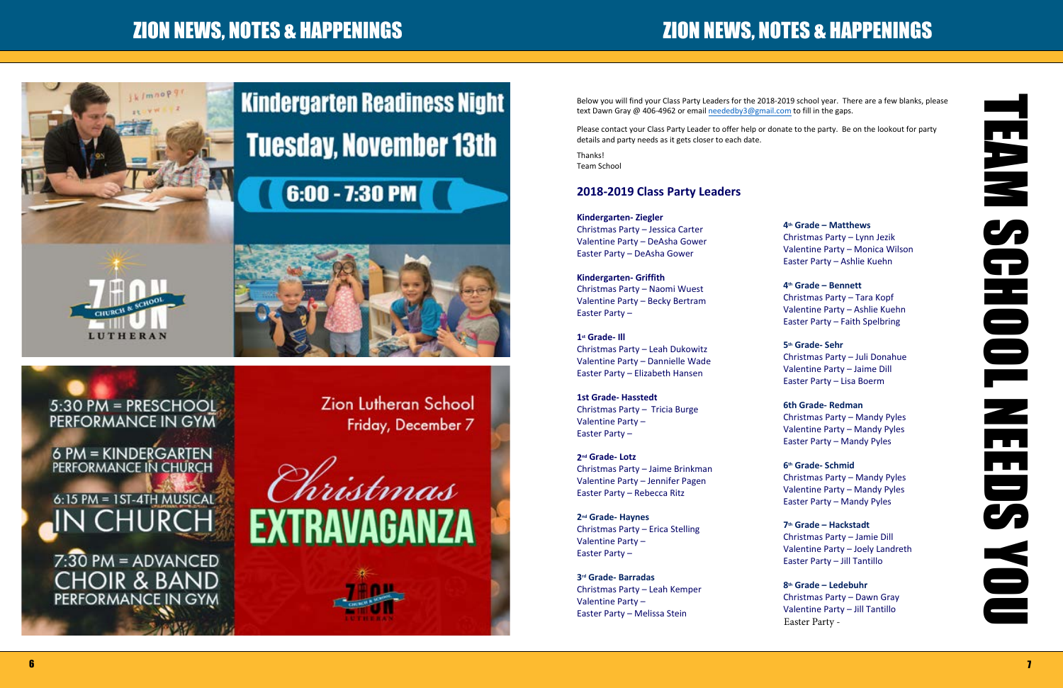# ZION NEWS, NOTES & HAPPENINGS

## Kindergarten Readiness Night

**Tuesday, November 13th**

**6:00 - 7:30 PM**

Zion Lutheran Church & School

Zion Lutheran School
Friday, December 7

## Christmas EXTRAVAGANZA

5:30 PM = PRESCHOOL PERFORMANCE IN GYM

6 PM = KINDERGARTEN PERFORMANCE IN CHURCH

6:15 PM = 1ST-4TH MUSICAL IN CHURCH

7:30 PM = ADVANCED CHOIR & BAND PERFORMANCE IN GYM

# ZION NEWS, NOTES & HAPPENINGS

## TEAM SCHOOL NEEDS YOU

Below you will find your Class Party Leaders for the 2018-2019 school year. There are a few blanks, please text Dawn Gray @ 406-4962 or email neededby3@gmail.com to fill in the gaps.

Please contact your Class Party Leader to offer help or donate to the party. Be on the lookout for party details and party needs as it gets closer to each date.

Thanks!
Team School

### 2018-2019 Class Party Leaders

**Kindergarten- Ziegler**
Christmas Party – Jessica Carter
Valentine Party – DeAsha Gower
Easter Party – DeAsha Gower

**Kindergarten- Griffith**
Christmas Party – Naomi Wuest
Valentine Party – Becky Bertram
Easter Party –

**1st Grade- Ill**
Christmas Party – Leah Dukowitz
Valentine Party – Dannielle Wade
Easter Party – Elizabeth Hansen

**1st Grade- Hasstedt**
Christmas Party – Tricia Burge
Valentine Party –
Easter Party –

**2nd Grade- Lotz**
Christmas Party – Jaime Brinkman
Valentine Party – Jennifer Pagen
Easter Party – Rebecca Ritz

**2nd Grade- Haynes**
Christmas Party – Erica Stelling
Valentine Party –
Easter Party –

**3rd Grade- Barradas**
Christmas Party – Leah Kemper
Valentine Party –
Easter Party – Melissa Stein

**4th Grade – Matthews**
Christmas Party – Lynn Jezik
Valentine Party – Monica Wilson
Easter Party – Ashlie Kuehn

**4th Grade – Bennett**
Christmas Party – Tara Kopf
Valentine Party – Ashlie Kuehn
Easter Party – Faith Spelbring

**5th Grade- Sehr**
Christmas Party – Juli Donahue
Valentine Party – Jaime Dill
Easter Party – Lisa Boerm

**6th Grade- Redman**
Christmas Party – Mandy Pyles
Valentine Party – Mandy Pyles
Easter Party – Mandy Pyles

**6th Grade- Schmid**
Christmas Party – Mandy Pyles
Valentine Party – Mandy Pyles
Easter Party – Mandy Pyles

**7th Grade – Hackstadt**
Christmas Party – Jamie Dill
Valentine Party – Joely Landreth
Easter Party – Jill Tantillo

**8th Grade – Ledebuhr**
Christmas Party – Dawn Gray
Valentine Party – Jill Tantillo
Easter Party -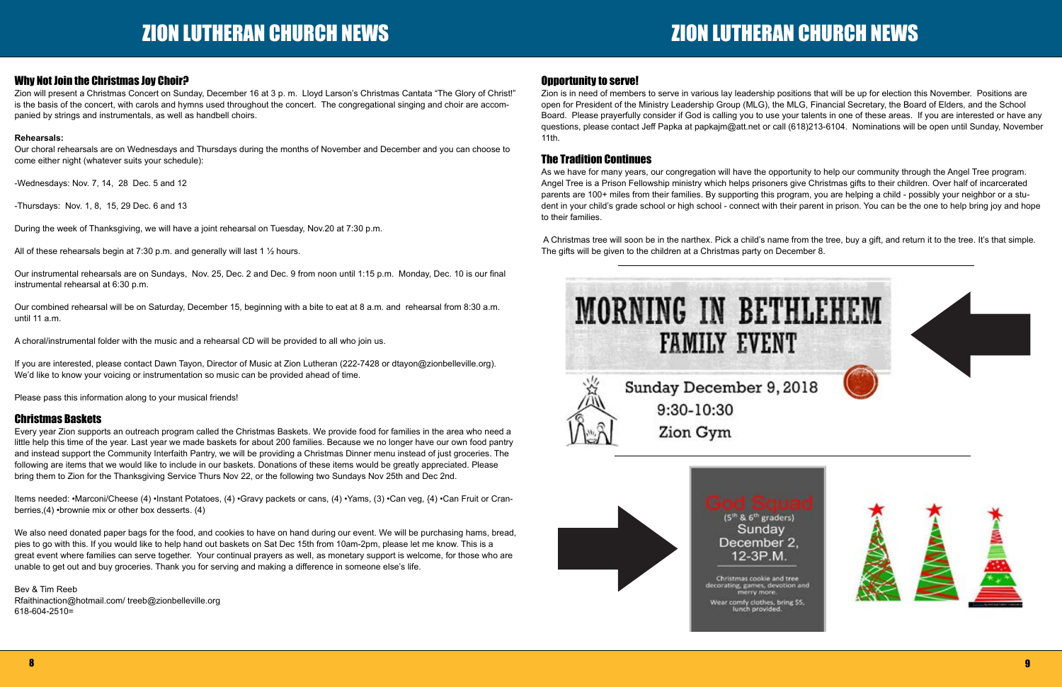## Why Not Join the Christmas Joy Choir?

Zion will present a Christmas Concert on Sunday, December 16 at 3 p. m. Lloyd Larson's Christmas Cantata "The Glory of Christ!" is the basis of the concert, with carols and hymns used throughout the concert. The congregational singing and choir are accompanied by strings and instrumentals, as well as handbell choirs.

**Rehearsals:**

Our choral rehearsals are on Wednesdays and Thursdays during the months of November and December and you can choose to come either night (whatever suits your schedule):

-Wednesdays: Nov. 7, 14, 28 Dec. 5 and 12

-Thursdays: Nov. 1, 8, 15, 29 Dec. 6 and 13

During the week of Thanksgiving, we will have a joint rehearsal on Tuesday, Nov.20 at 7:30 p.m.

All of these rehearsals begin at 7:30 p.m. and generally will last 1 ½ hours.

Our instrumental rehearsals are on Sundays, Nov. 25, Dec. 2 and Dec. 9 from noon until 1:15 p.m. Monday, Dec. 10 is our final instrumental rehearsal at 6:30 p.m.

Our combined rehearsal will be on Saturday, December 15, beginning with a bite to eat at 8 a.m. and rehearsal from 8:30 a.m. until 11 a.m.

A choral/instrumental folder with the music and a rehearsal CD will be provided to all who join us.

If you are interested, please contact Dawn Tayon, Director of Music at Zion Lutheran (222-7428 or dtayon@zionbelleville.org). We'd like to know your voicing or instrumentation so music can be provided ahead of time.

Please pass this information along to your musical friends!

## Christmas Baskets

Every year Zion supports an outreach program called the Christmas Baskets. We provide food for families in the area who need a little help this time of the year. Last year we made baskets for about 200 families. Because we no longer have our own food pantry and instead support the Community Interfaith Pantry, we will be providing a Christmas Dinner menu instead of just groceries. The following are items that we would like to include in our baskets. Donations of these items would be greatly appreciated. Please bring them to Zion for the Thanksgiving Service Thurs Nov 22, or the following two Sundays Nov 25th and Dec 2nd.

Items needed: •Marconi/Cheese (4) •Instant Potatoes, (4) •Gravy packets or cans, (4) •Yams, (3) •Can veg, {4) •Can Fruit or Cranberries,(4) •brownie mix or other box desserts. (4)

We also need donated paper bags for the food, and cookies to have on hand during our event. We will be purchasing hams, bread, pies to go with this. If you would like to help hand out baskets on Sat Dec 15th from 10am-2pm, please let me know. This is a great event where families can serve together. Your continual prayers as well, as monetary support is welcome, for those who are unable to get out and buy groceries. Thank you for serving and making a difference in someone else's life.

Bev & Tim Reeb
Rfaithinaction@hotmail.com/ treeb@zionbelleville.org
618-604-2510=

## Opportunity to serve!

Zion is in need of members to serve in various lay leadership positions that will be up for election this November. Positions are open for President of the Ministry Leadership Group (MLG), the MLG, Financial Secretary, the Board of Elders, and the School Board. Please prayerfully consider if God is calling you to use your talents in one of these areas. If you are interested or have any questions, please contact Jeff Papka at papkajm@att.net or call (618)213-6104. Nominations will be open until Sunday, November 11th.

## The Tradition Continues

As we have for many years, our congregation will have the opportunity to help our community through the Angel Tree program. Angel Tree is a Prison Fellowship ministry which helps prisoners give Christmas gifts to their children. Over half of incarcerated parents are 100+ miles from their families. By supporting this program, you are helping a child - possibly your neighbor or a student in your child's grade school or high school - connect with their parent in prison. You can be the one to help bring joy and hope to their families.

A Christmas tree will soon be in the narthex. Pick a child's name from the tree, buy a gift, and return it to the tree. It's that simple. The gifts will be given to the children at a Christmas party on December 8.

---

## MORNING IN BETHLEHEM FAMILY EVENT

Sunday December 9, 2018
9:30-10:30
Zion Gym

---

**God Squad**
(5th & 6th graders)
Sunday
December 2,
12-3P.M.

Christmas cookie and tree decorating, games, devotion and merry more.

Wear comfy clothes, bring $5, lunch provided.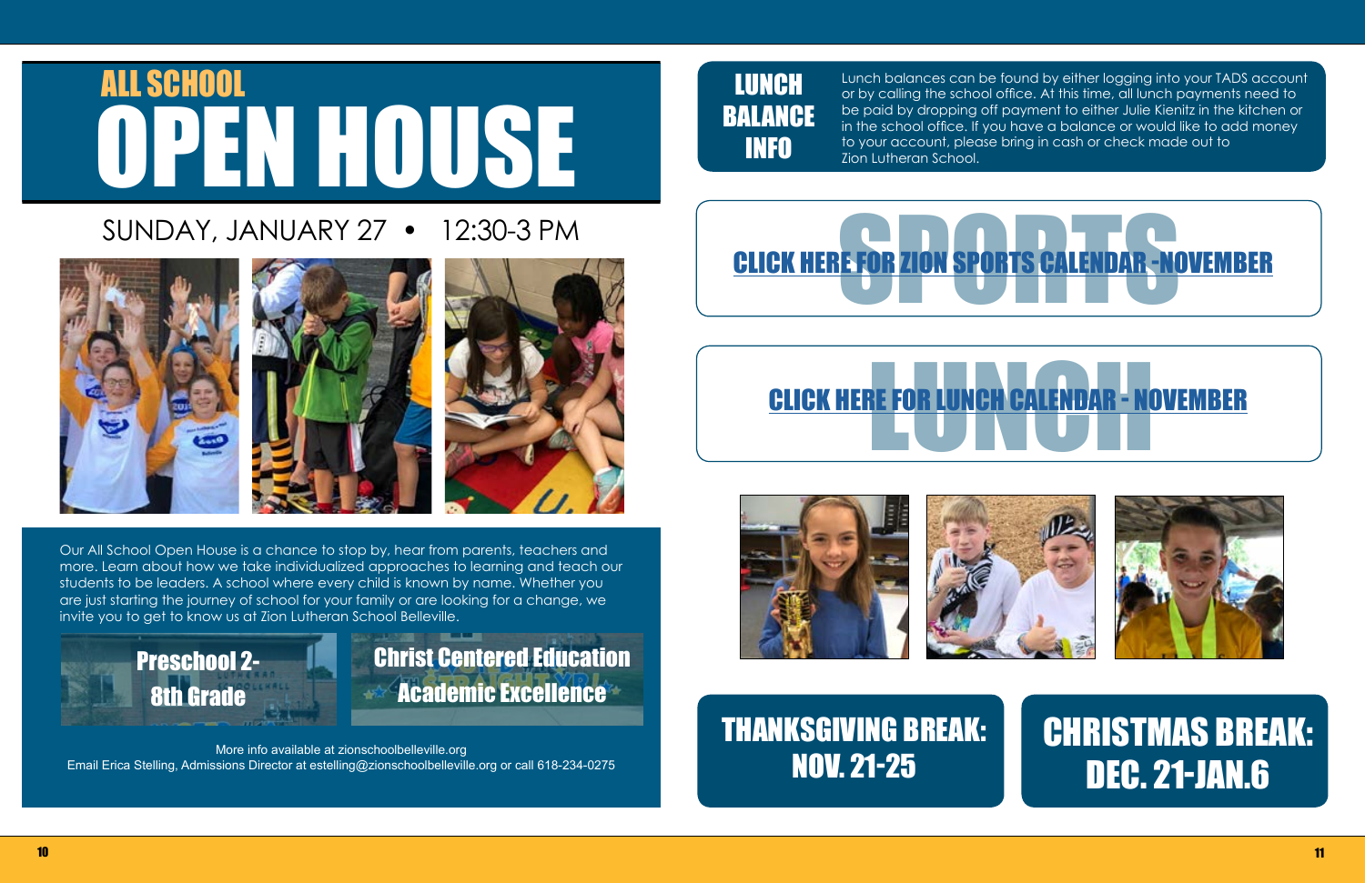# ALL SCHOOL OPEN HOUSE

## SUNDAY, JANUARY 27 • 12:30-3 PM

Our All School Open House is a chance to stop by, hear from parents, teachers and more. Learn about how we take individualized approaches to learning and teach our students to be leaders. A school where every child is known by name. Whether you are just starting the journey of school for your family or are looking for a change, we invite you to get to know us at Zion Lutheran School Belleville.

**Preschool 2-8th Grade**

**Christ Centered Education Academic Excellence**

More info available at zionschoolbelleville.org
Email Erica Stelling, Admissions Director at estelling@zionschoolbelleville.org or call 618-234-0275

## LUNCH BALANCE INFO

Lunch balances can be found by either logging into your TADS account or by calling the school office. At this time, all lunch payments need to be paid by dropping off payment to either Julie Kienitz in the kitchen or in the school office. If you have a balance or would like to add money to your account, please bring in cash or check made out to Zion Lutheran School.

## SPORTS

CLICK HERE FOR ZION SPORTS CALENDAR -NOVEMBER

## LUNCH

CLICK HERE FOR LUNCH CALENDAR - NOVEMBER

## THANKSGIVING BREAK: NOV. 21-25

## CHRISTMAS BREAK: DEC. 21-JAN.6